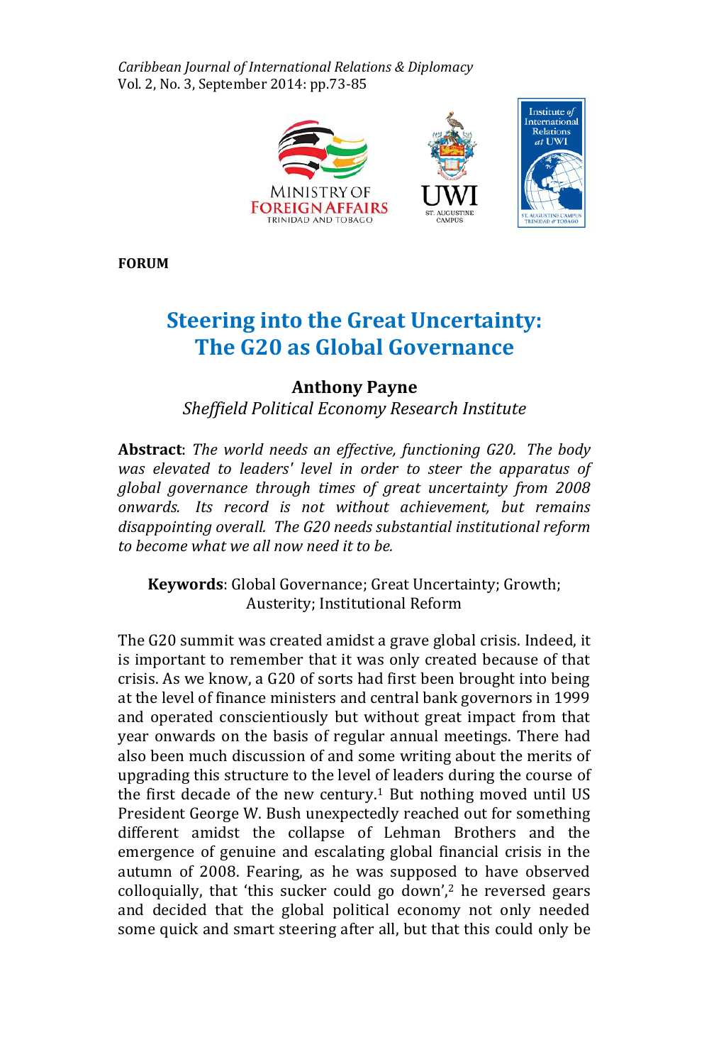**FORUM**

# Steering into the Great Uncertainty: The G20 as Global Governance

**Anthony Payne**

*Sheffield Political Economy Research Institute*

**Abstract**: *The world needs an effective, functioning G20. The body was elevated to leaders' level in order to steer the apparatus of global governance through times of great uncertainty from 2008 onwards. Its record is not without achievement, but remains disappointing overall. The G20 needs substantial institutional reform to become what we all now need it to be.*

**Keywords**: Global Governance; Great Uncertainty; Growth; Austerity; Institutional Reform

The G20 summit was created amidst a grave global crisis. Indeed, it is important to remember that it was only created because of that crisis. As we know, a G20 of sorts had first been brought into being at the level of finance ministers and central bank governors in 1999 and operated conscientiously but without great impact from that year onwards on the basis of regular annual meetings. There had also been much discussion of and some writing about the merits of upgrading this structure to the level of leaders during the course of the first decade of the new century.[1] But nothing moved until US President George W. Bush unexpectedly reached out for something different amidst the collapse of Lehman Brothers and the emergence of genuine and escalating global financial crisis in the autumn of 2008. Fearing, as he was supposed to have observed colloquially, that 'this sucker could go down',[2] he reversed gears and decided that the global political economy not only needed some quick and smart steering after all, but that this could only be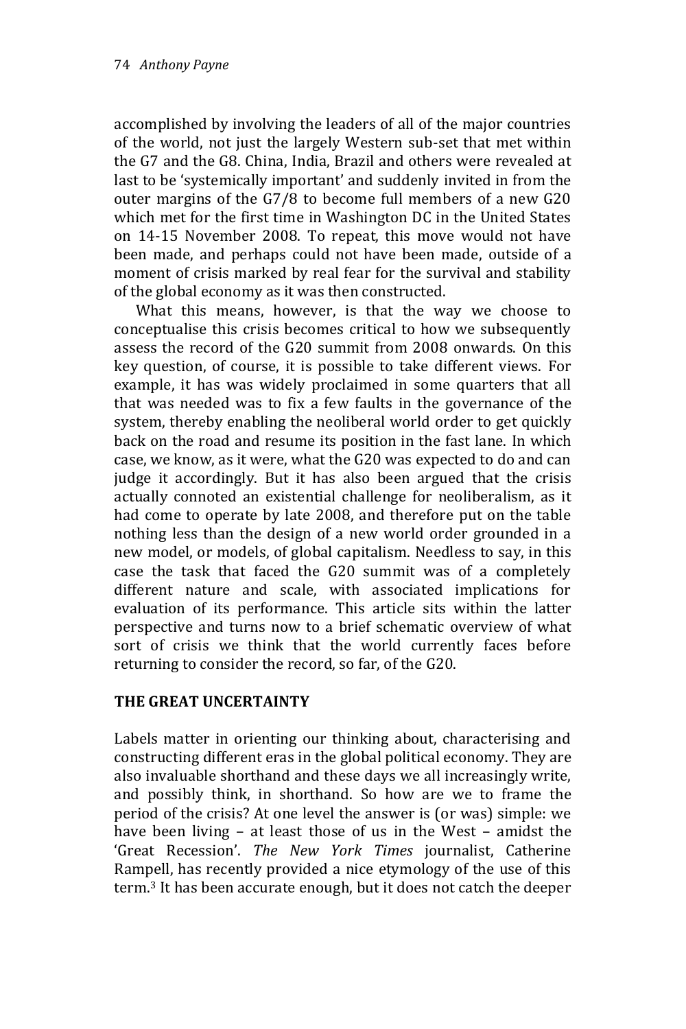accomplished by involving the leaders of all of the major countries of the world, not just the largely Western sub-set that met within the G7 and the G8. China, India, Brazil and others were revealed at last to be 'systemically important' and suddenly invited in from the outer margins of the G7/8 to become full members of a new G20 which met for the first time in Washington DC in the United States on 14-15 November 2008. To repeat, this move would not have been made, and perhaps could not have been made, outside of a moment of crisis marked by real fear for the survival and stability of the global economy as it was then constructed.

What this means, however, is that the way we choose to conceptualise this crisis becomes critical to how we subsequently assess the record of the G20 summit from 2008 onwards. On this key question, of course, it is possible to take different views. For example, it has was widely proclaimed in some quarters that all that was needed was to fix a few faults in the governance of the system, thereby enabling the neoliberal world order to get quickly back on the road and resume its position in the fast lane. In which case, we know, as it were, what the G20 was expected to do and can judge it accordingly. But it has also been argued that the crisis actually connoted an existential challenge for neoliberalism, as it had come to operate by late 2008, and therefore put on the table nothing less than the design of a new world order grounded in a new model, or models, of global capitalism. Needless to say, in this case the task that faced the G20 summit was of a completely different nature and scale, with associated implications for evaluation of its performance. This article sits within the latter perspective and turns now to a brief schematic overview of what sort of crisis we think that the world currently faces before returning to consider the record, so far, of the G20.

## THE GREAT UNCERTAINTY

Labels matter in orienting our thinking about, characterising and constructing different eras in the global political economy. They are also invaluable shorthand and these days we all increasingly write, and possibly think, in shorthand. So how are we to frame the period of the crisis? At one level the answer is (or was) simple: we have been living – at least those of us in the West – amidst the 'Great Recession'. *The New York Times* journalist, Catherine Rampell, has recently provided a nice etymology of the use of this term.[3] It has been accurate enough, but it does not catch the deeper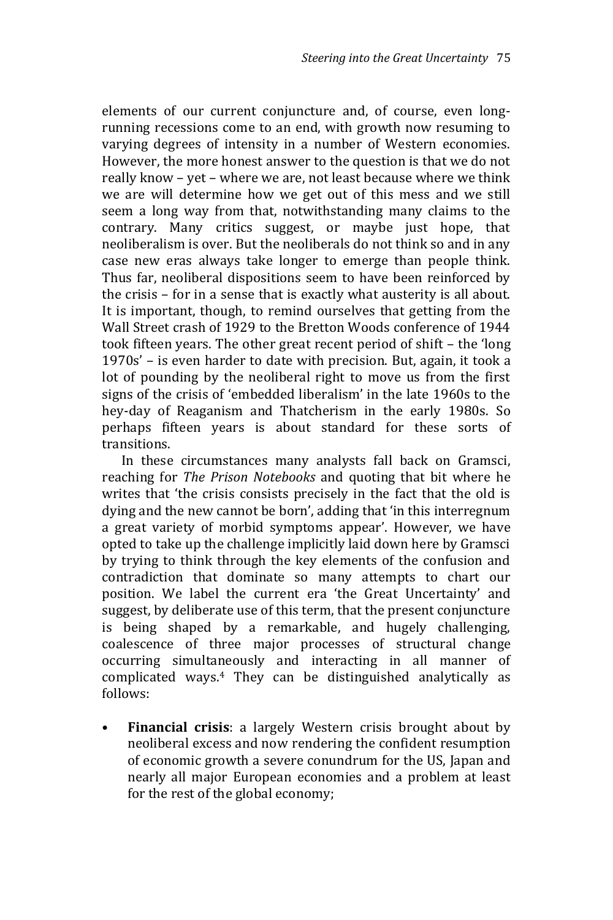elements of our current conjuncture and, of course, even long-running recessions come to an end, with growth now resuming to varying degrees of intensity in a number of Western economies. However, the more honest answer to the question is that we do not really know – yet – where we are, not least because where we think we are will determine how we get out of this mess and we still seem a long way from that, notwithstanding many claims to the contrary. Many critics suggest, or maybe just hope, that neoliberalism is over. But the neoliberals do not think so and in any case new eras always take longer to emerge than people think. Thus far, neoliberal dispositions seem to have been reinforced by the crisis – for in a sense that is exactly what austerity is all about. It is important, though, to remind ourselves that getting from the Wall Street crash of 1929 to the Bretton Woods conference of 1944 took fifteen years. The other great recent period of shift – the 'long 1970s' – is even harder to date with precision. But, again, it took a lot of pounding by the neoliberal right to move us from the first signs of the crisis of 'embedded liberalism' in the late 1960s to the hey-day of Reaganism and Thatcherism in the early 1980s. So perhaps fifteen years is about standard for these sorts of transitions.

In these circumstances many analysts fall back on Gramsci, reaching for *The Prison Notebooks* and quoting that bit where he writes that 'the crisis consists precisely in the fact that the old is dying and the new cannot be born', adding that 'in this interregnum a great variety of morbid symptoms appear'. However, we have opted to take up the challenge implicitly laid down here by Gramsci by trying to think through the key elements of the confusion and contradiction that dominate so many attempts to chart our position. We label the current era 'the Great Uncertainty' and suggest, by deliberate use of this term, that the present conjuncture is being shaped by a remarkable, and hugely challenging, coalescence of three major processes of structural change occurring simultaneously and interacting in all manner of complicated ways.[4] They can be distinguished analytically as follows:

- **Financial crisis**: a largely Western crisis brought about by neoliberal excess and now rendering the confident resumption of economic growth a severe conundrum for the US, Japan and nearly all major European economies and a problem at least for the rest of the global economy;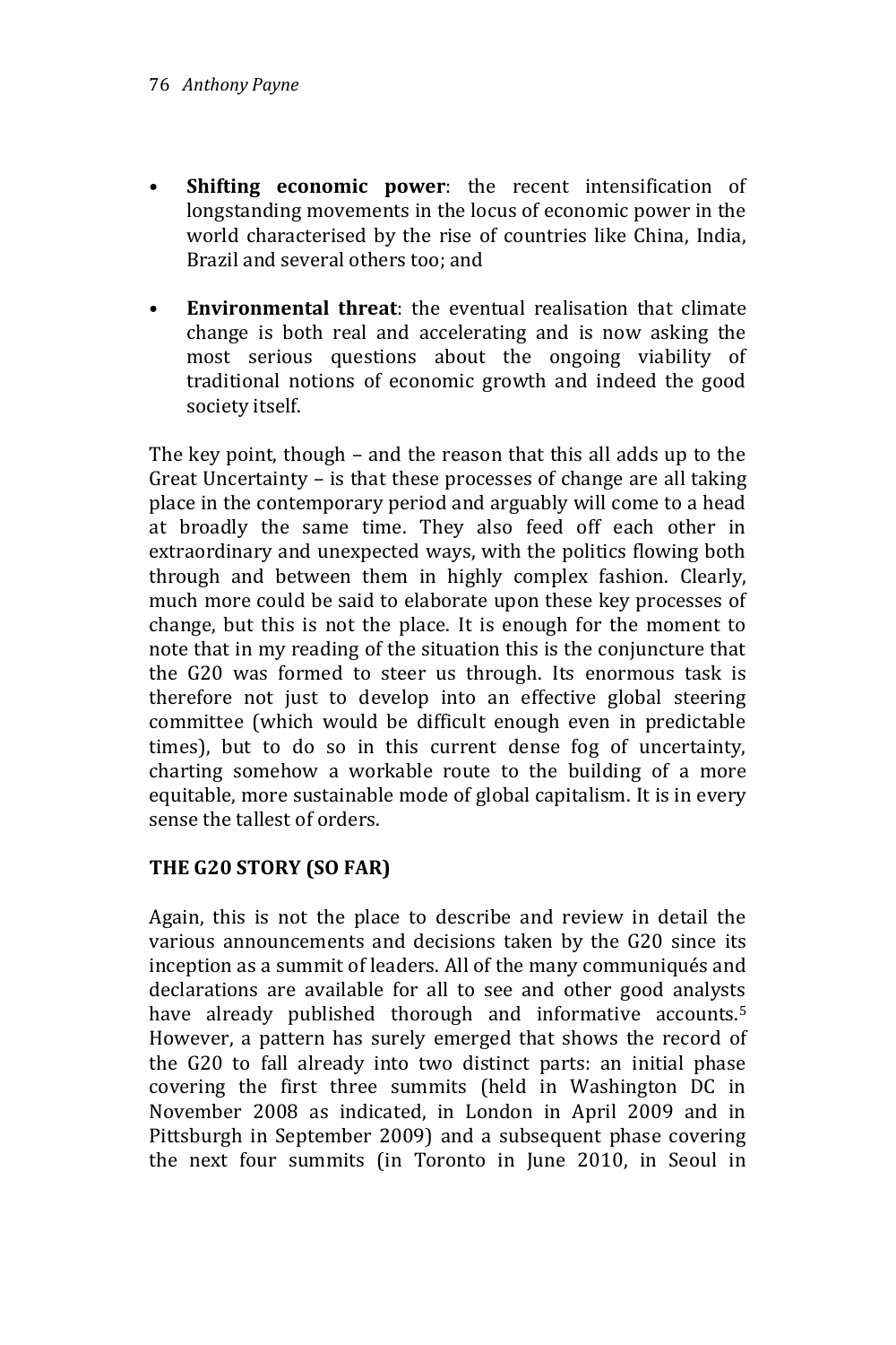- **Shifting economic power**: the recent intensification of longstanding movements in the locus of economic power in the world characterised by the rise of countries like China, India, Brazil and several others too; and

- **Environmental threat**: the eventual realisation that climate change is both real and accelerating and is now asking the most serious questions about the ongoing viability of traditional notions of economic growth and indeed the good society itself.

The key point, though – and the reason that this all adds up to the Great Uncertainty – is that these processes of change are all taking place in the contemporary period and arguably will come to a head at broadly the same time. They also feed off each other in extraordinary and unexpected ways, with the politics flowing both through and between them in highly complex fashion. Clearly, much more could be said to elaborate upon these key processes of change, but this is not the place. It is enough for the moment to note that in my reading of the situation this is the conjuncture that the G20 was formed to steer us through. Its enormous task is therefore not just to develop into an effective global steering committee (which would be difficult enough even in predictable times), but to do so in this current dense fog of uncertainty, charting somehow a workable route to the building of a more equitable, more sustainable mode of global capitalism. It is in every sense the tallest of orders.

## THE G20 STORY (SO FAR)

Again, this is not the place to describe and review in detail the various announcements and decisions taken by the G20 since its inception as a summit of leaders. All of the many communiqués and declarations are available for all to see and other good analysts have already published thorough and informative accounts.[5] However, a pattern has surely emerged that shows the record of the G20 to fall already into two distinct parts: an initial phase covering the first three summits (held in Washington DC in November 2008 as indicated, in London in April 2009 and in Pittsburgh in September 2009) and a subsequent phase covering the next four summits (in Toronto in June 2010, in Seoul in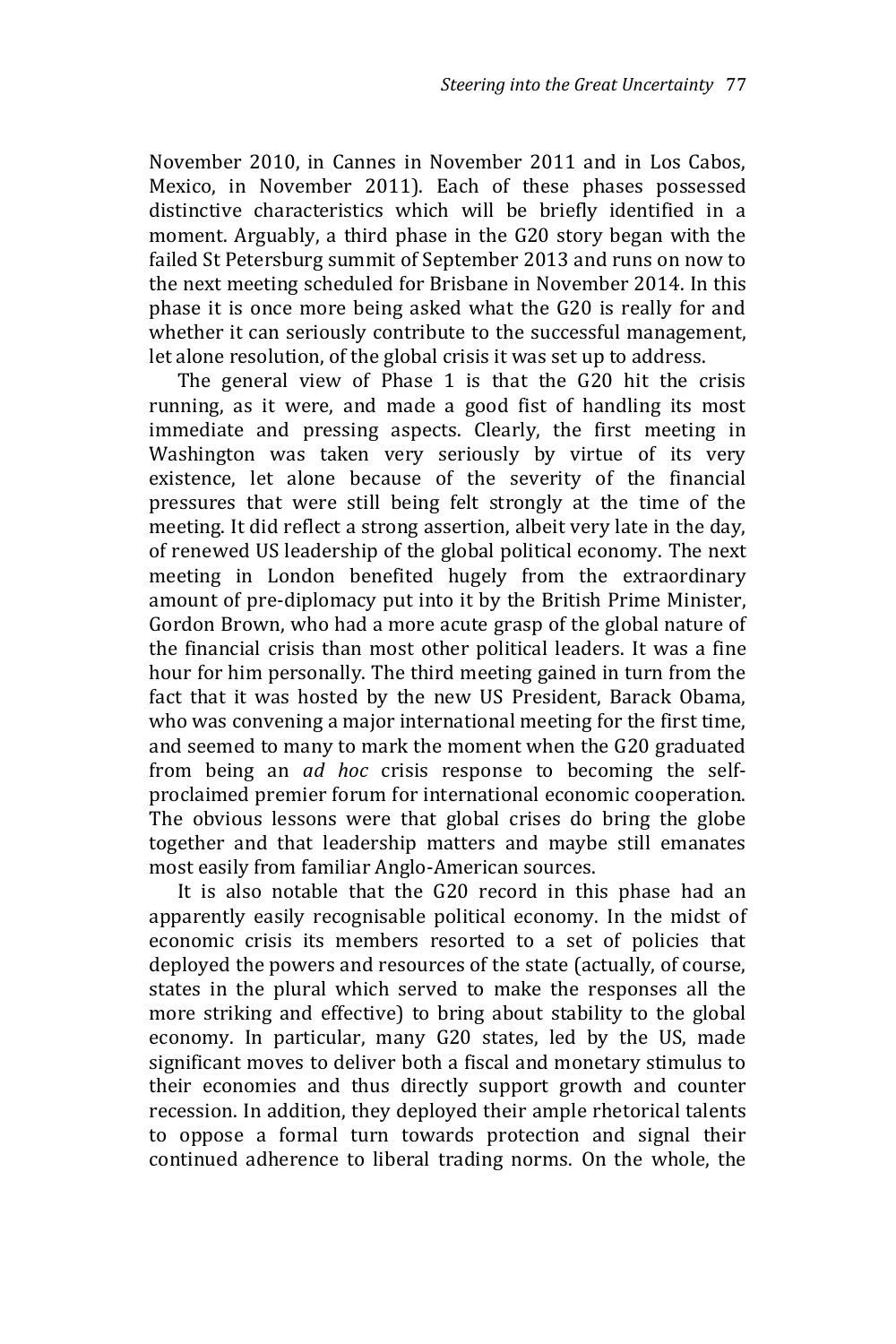November 2010, in Cannes in November 2011 and in Los Cabos, Mexico, in November 2011). Each of these phases possessed distinctive characteristics which will be briefly identified in a moment. Arguably, a third phase in the G20 story began with the failed St Petersburg summit of September 2013 and runs on now to the next meeting scheduled for Brisbane in November 2014. In this phase it is once more being asked what the G20 is really for and whether it can seriously contribute to the successful management, let alone resolution, of the global crisis it was set up to address.

The general view of Phase 1 is that the G20 hit the crisis running, as it were, and made a good fist of handling its most immediate and pressing aspects. Clearly, the first meeting in Washington was taken very seriously by virtue of its very existence, let alone because of the severity of the financial pressures that were still being felt strongly at the time of the meeting. It did reflect a strong assertion, albeit very late in the day, of renewed US leadership of the global political economy. The next meeting in London benefited hugely from the extraordinary amount of pre-diplomacy put into it by the British Prime Minister, Gordon Brown, who had a more acute grasp of the global nature of the financial crisis than most other political leaders. It was a fine hour for him personally. The third meeting gained in turn from the fact that it was hosted by the new US President, Barack Obama, who was convening a major international meeting for the first time, and seemed to many to mark the moment when the G20 graduated from being an *ad hoc* crisis response to becoming the self-proclaimed premier forum for international economic cooperation. The obvious lessons were that global crises do bring the globe together and that leadership matters and maybe still emanates most easily from familiar Anglo-American sources.

It is also notable that the G20 record in this phase had an apparently easily recognisable political economy. In the midst of economic crisis its members resorted to a set of policies that deployed the powers and resources of the state (actually, of course, states in the plural which served to make the responses all the more striking and effective) to bring about stability to the global economy. In particular, many G20 states, led by the US, made significant moves to deliver both a fiscal and monetary stimulus to their economies and thus directly support growth and counter recession. In addition, they deployed their ample rhetorical talents to oppose a formal turn towards protection and signal their continued adherence to liberal trading norms. On the whole, the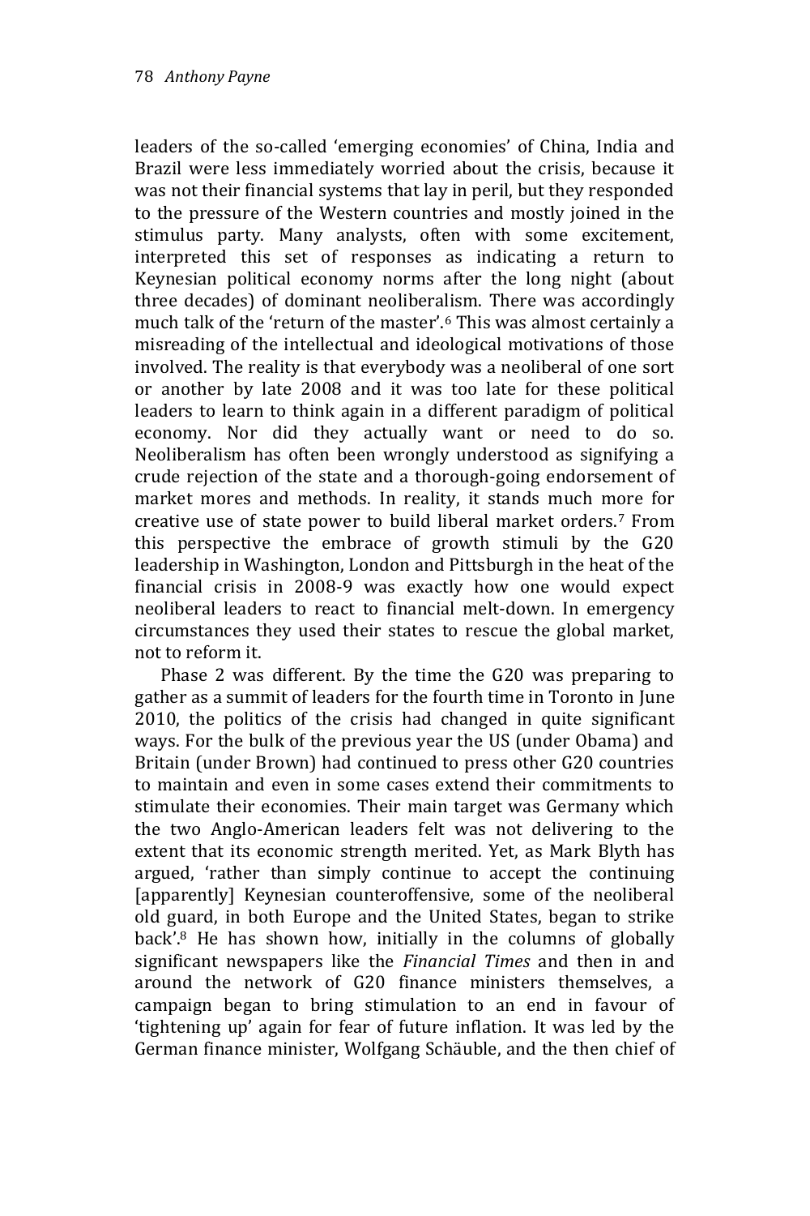leaders of the so-called 'emerging economies' of China, India and Brazil were less immediately worried about the crisis, because it was not their financial systems that lay in peril, but they responded to the pressure of the Western countries and mostly joined in the stimulus party. Many analysts, often with some excitement, interpreted this set of responses as indicating a return to Keynesian political economy norms after the long night (about three decades) of dominant neoliberalism. There was accordingly much talk of the 'return of the master'.[6] This was almost certainly a misreading of the intellectual and ideological motivations of those involved. The reality is that everybody was a neoliberal of one sort or another by late 2008 and it was too late for these political leaders to learn to think again in a different paradigm of political economy. Nor did they actually want or need to do so. Neoliberalism has often been wrongly understood as signifying a crude rejection of the state and a thorough-going endorsement of market mores and methods. In reality, it stands much more for creative use of state power to build liberal market orders.[7] From this perspective the embrace of growth stimuli by the G20 leadership in Washington, London and Pittsburgh in the heat of the financial crisis in 2008-9 was exactly how one would expect neoliberal leaders to react to financial melt-down. In emergency circumstances they used their states to rescue the global market, not to reform it.

Phase 2 was different. By the time the G20 was preparing to gather as a summit of leaders for the fourth time in Toronto in June 2010, the politics of the crisis had changed in quite significant ways. For the bulk of the previous year the US (under Obama) and Britain (under Brown) had continued to press other G20 countries to maintain and even in some cases extend their commitments to stimulate their economies. Their main target was Germany which the two Anglo-American leaders felt was not delivering to the extent that its economic strength merited. Yet, as Mark Blyth has argued, 'rather than simply continue to accept the continuing [apparently] Keynesian counteroffensive, some of the neoliberal old guard, in both Europe and the United States, began to strike back'.[8] He has shown how, initially in the columns of globally significant newspapers like the *Financial Times* and then in and around the network of G20 finance ministers themselves, a campaign began to bring stimulation to an end in favour of 'tightening up' again for fear of future inflation. It was led by the German finance minister, Wolfgang Schäuble, and the then chief of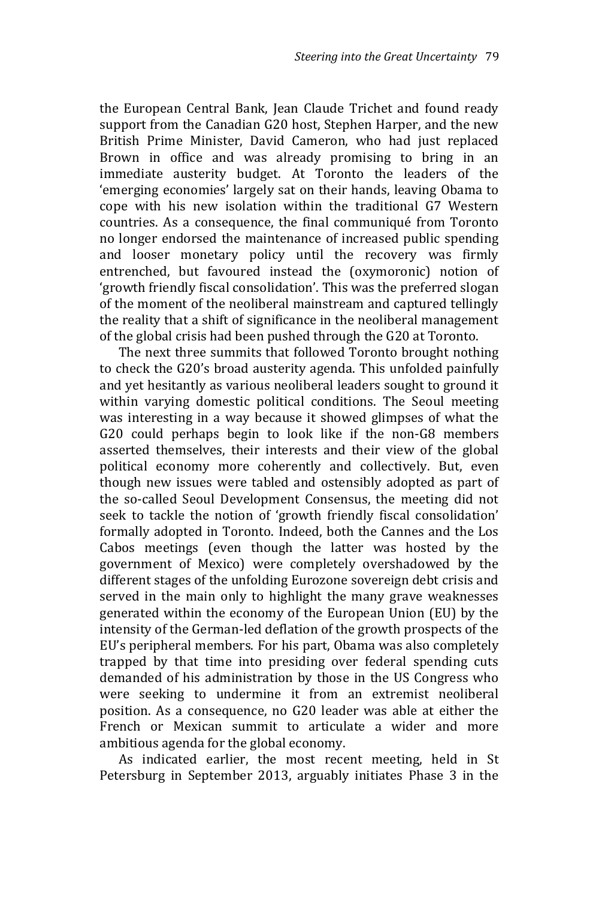the European Central Bank, Jean Claude Trichet and found ready support from the Canadian G20 host, Stephen Harper, and the new British Prime Minister, David Cameron, who had just replaced Brown in office and was already promising to bring in an immediate austerity budget. At Toronto the leaders of the 'emerging economies' largely sat on their hands, leaving Obama to cope with his new isolation within the traditional G7 Western countries. As a consequence, the final communiqué from Toronto no longer endorsed the maintenance of increased public spending and looser monetary policy until the recovery was firmly entrenched, but favoured instead the (oxymoronic) notion of 'growth friendly fiscal consolidation'. This was the preferred slogan of the moment of the neoliberal mainstream and captured tellingly the reality that a shift of significance in the neoliberal management of the global crisis had been pushed through the G20 at Toronto.

The next three summits that followed Toronto brought nothing to check the G20's broad austerity agenda. This unfolded painfully and yet hesitantly as various neoliberal leaders sought to ground it within varying domestic political conditions. The Seoul meeting was interesting in a way because it showed glimpses of what the G20 could perhaps begin to look like if the non-G8 members asserted themselves, their interests and their view of the global political economy more coherently and collectively. But, even though new issues were tabled and ostensibly adopted as part of the so-called Seoul Development Consensus, the meeting did not seek to tackle the notion of 'growth friendly fiscal consolidation' formally adopted in Toronto. Indeed, both the Cannes and the Los Cabos meetings (even though the latter was hosted by the government of Mexico) were completely overshadowed by the different stages of the unfolding Eurozone sovereign debt crisis and served in the main only to highlight the many grave weaknesses generated within the economy of the European Union (EU) by the intensity of the German-led deflation of the growth prospects of the EU's peripheral members. For his part, Obama was also completely trapped by that time into presiding over federal spending cuts demanded of his administration by those in the US Congress who were seeking to undermine it from an extremist neoliberal position. As a consequence, no G20 leader was able at either the French or Mexican summit to articulate a wider and more ambitious agenda for the global economy.

As indicated earlier, the most recent meeting, held in St Petersburg in September 2013, arguably initiates Phase 3 in the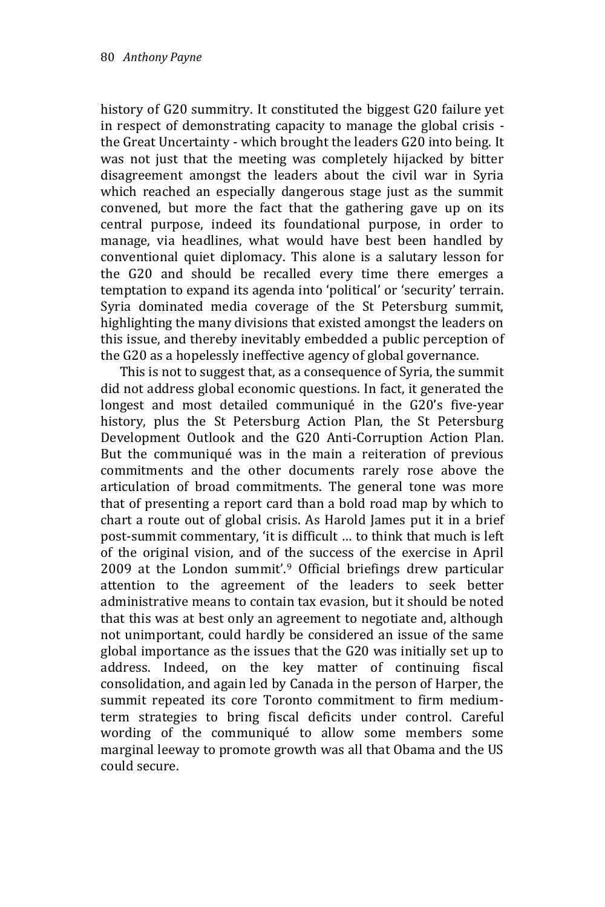history of G20 summitry. It constituted the biggest G20 failure yet in respect of demonstrating capacity to manage the global crisis - the Great Uncertainty - which brought the leaders G20 into being. It was not just that the meeting was completely hijacked by bitter disagreement amongst the leaders about the civil war in Syria which reached an especially dangerous stage just as the summit convened, but more the fact that the gathering gave up on its central purpose, indeed its foundational purpose, in order to manage, via headlines, what would have best been handled by conventional quiet diplomacy. This alone is a salutary lesson for the G20 and should be recalled every time there emerges a temptation to expand its agenda into 'political' or 'security' terrain. Syria dominated media coverage of the St Petersburg summit, highlighting the many divisions that existed amongst the leaders on this issue, and thereby inevitably embedded a public perception of the G20 as a hopelessly ineffective agency of global governance.

This is not to suggest that, as a consequence of Syria, the summit did not address global economic questions. In fact, it generated the longest and most detailed communiqué in the G20's five-year history, plus the St Petersburg Action Plan, the St Petersburg Development Outlook and the G20 Anti-Corruption Action Plan. But the communiqué was in the main a reiteration of previous commitments and the other documents rarely rose above the articulation of broad commitments. The general tone was more that of presenting a report card than a bold road map by which to chart a route out of global crisis. As Harold James put it in a brief post-summit commentary, 'it is difficult … to think that much is left of the original vision, and of the success of the exercise in April 2009 at the London summit'.[9] Official briefings drew particular attention to the agreement of the leaders to seek better administrative means to contain tax evasion, but it should be noted that this was at best only an agreement to negotiate and, although not unimportant, could hardly be considered an issue of the same global importance as the issues that the G20 was initially set up to address. Indeed, on the key matter of continuing fiscal consolidation, and again led by Canada in the person of Harper, the summit repeated its core Toronto commitment to firm medium-term strategies to bring fiscal deficits under control. Careful wording of the communiqué to allow some members some marginal leeway to promote growth was all that Obama and the US could secure.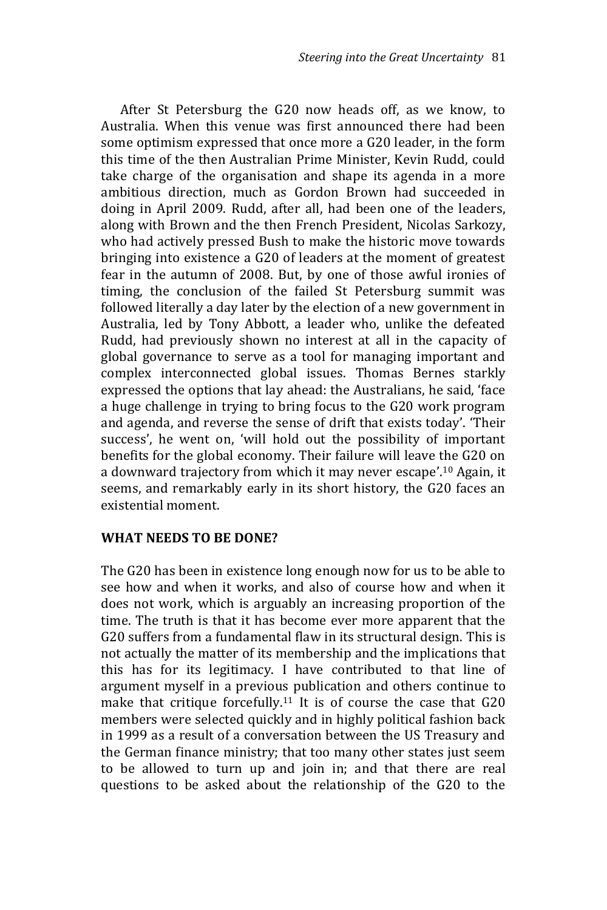After St Petersburg the G20 now heads off, as we know, to Australia. When this venue was first announced there had been some optimism expressed that once more a G20 leader, in the form this time of the then Australian Prime Minister, Kevin Rudd, could take charge of the organisation and shape its agenda in a more ambitious direction, much as Gordon Brown had succeeded in doing in April 2009. Rudd, after all, had been one of the leaders, along with Brown and the then French President, Nicolas Sarkozy, who had actively pressed Bush to make the historic move towards bringing into existence a G20 of leaders at the moment of greatest fear in the autumn of 2008. But, by one of those awful ironies of timing, the conclusion of the failed St Petersburg summit was followed literally a day later by the election of a new government in Australia, led by Tony Abbott, a leader who, unlike the defeated Rudd, had previously shown no interest at all in the capacity of global governance to serve as a tool for managing important and complex interconnected global issues. Thomas Bernes starkly expressed the options that lay ahead: the Australians, he said, 'face a huge challenge in trying to bring focus to the G20 work program and agenda, and reverse the sense of drift that exists today'. 'Their success', he went on, 'will hold out the possibility of important benefits for the global economy. Their failure will leave the G20 on a downward trajectory from which it may never escape'.[10] Again, it seems, and remarkably early in its short history, the G20 faces an existential moment.

## WHAT NEEDS TO BE DONE?

The G20 has been in existence long enough now for us to be able to see how and when it works, and also of course how and when it does not work, which is arguably an increasing proportion of the time. The truth is that it has become ever more apparent that the G20 suffers from a fundamental flaw in its structural design. This is not actually the matter of its membership and the implications that this has for its legitimacy. I have contributed to that line of argument myself in a previous publication and others continue to make that critique forcefully.[11] It is of course the case that G20 members were selected quickly and in highly political fashion back in 1999 as a result of a conversation between the US Treasury and the German finance ministry; that too many other states just seem to be allowed to turn up and join in; and that there are real questions to be asked about the relationship of the G20 to the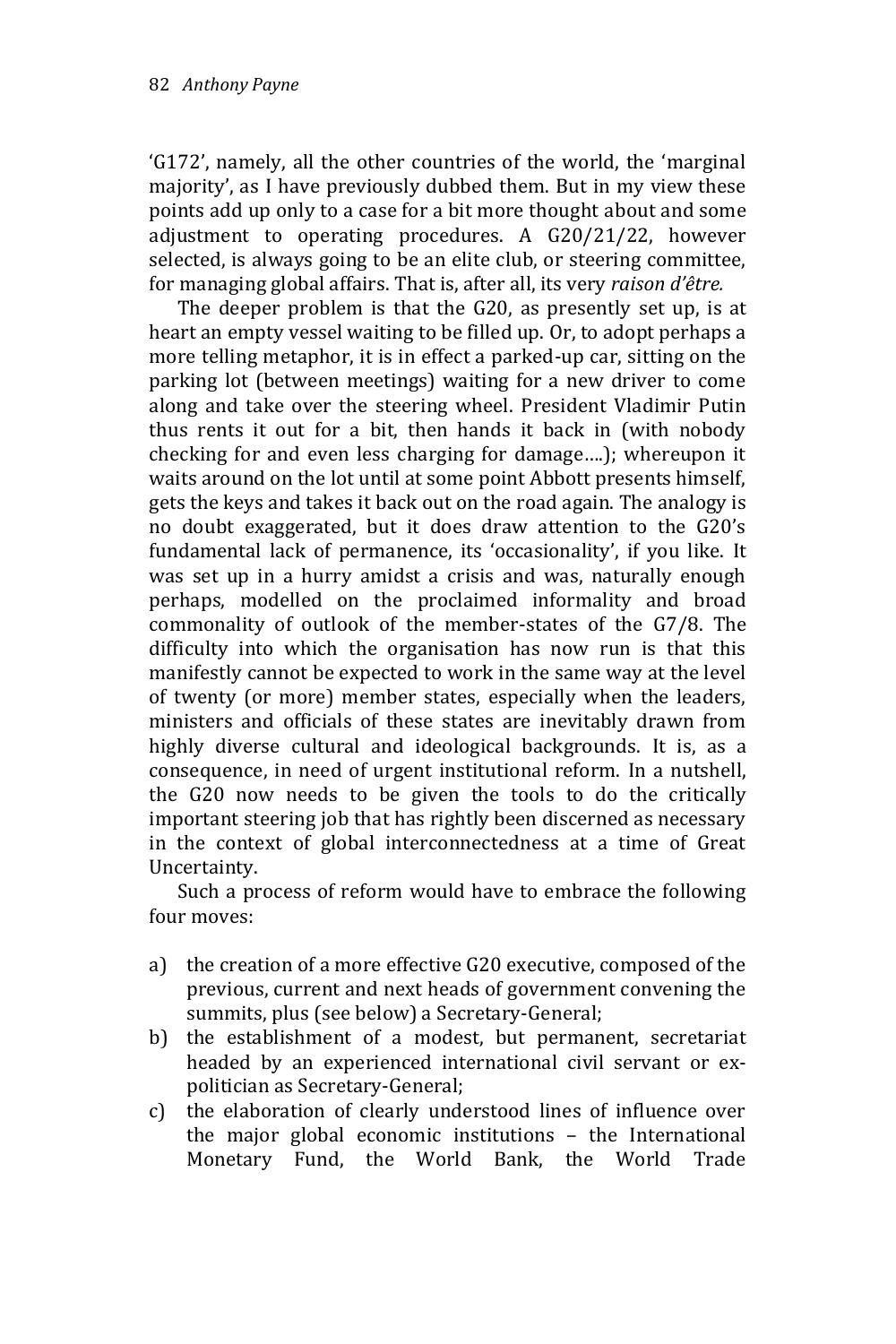'G172', namely, all the other countries of the world, the 'marginal majority', as I have previously dubbed them. But in my view these points add up only to a case for a bit more thought about and some adjustment to operating procedures. A G20/21/22, however selected, is always going to be an elite club, or steering committee, for managing global affairs. That is, after all, its very *raison d'être.*

The deeper problem is that the G20, as presently set up, is at heart an empty vessel waiting to be filled up. Or, to adopt perhaps a more telling metaphor, it is in effect a parked-up car, sitting on the parking lot (between meetings) waiting for a new driver to come along and take over the steering wheel. President Vladimir Putin thus rents it out for a bit, then hands it back in (with nobody checking for and even less charging for damage….); whereupon it waits around on the lot until at some point Abbott presents himself, gets the keys and takes it back out on the road again. The analogy is no doubt exaggerated, but it does draw attention to the G20's fundamental lack of permanence, its 'occasionality', if you like. It was set up in a hurry amidst a crisis and was, naturally enough perhaps, modelled on the proclaimed informality and broad commonality of outlook of the member-states of the G7/8. The difficulty into which the organisation has now run is that this manifestly cannot be expected to work in the same way at the level of twenty (or more) member states, especially when the leaders, ministers and officials of these states are inevitably drawn from highly diverse cultural and ideological backgrounds. It is, as a consequence, in need of urgent institutional reform. In a nutshell, the G20 now needs to be given the tools to do the critically important steering job that has rightly been discerned as necessary in the context of global interconnectedness at a time of Great Uncertainty.

Such a process of reform would have to embrace the following four moves:

a) the creation of a more effective G20 executive, composed of the previous, current and next heads of government convening the summits, plus (see below) a Secretary-General;
b) the establishment of a modest, but permanent, secretariat headed by an experienced international civil servant or ex-politician as Secretary-General;
c) the elaboration of clearly understood lines of influence over the major global economic institutions – the International Monetary Fund, the World Bank, the World Trade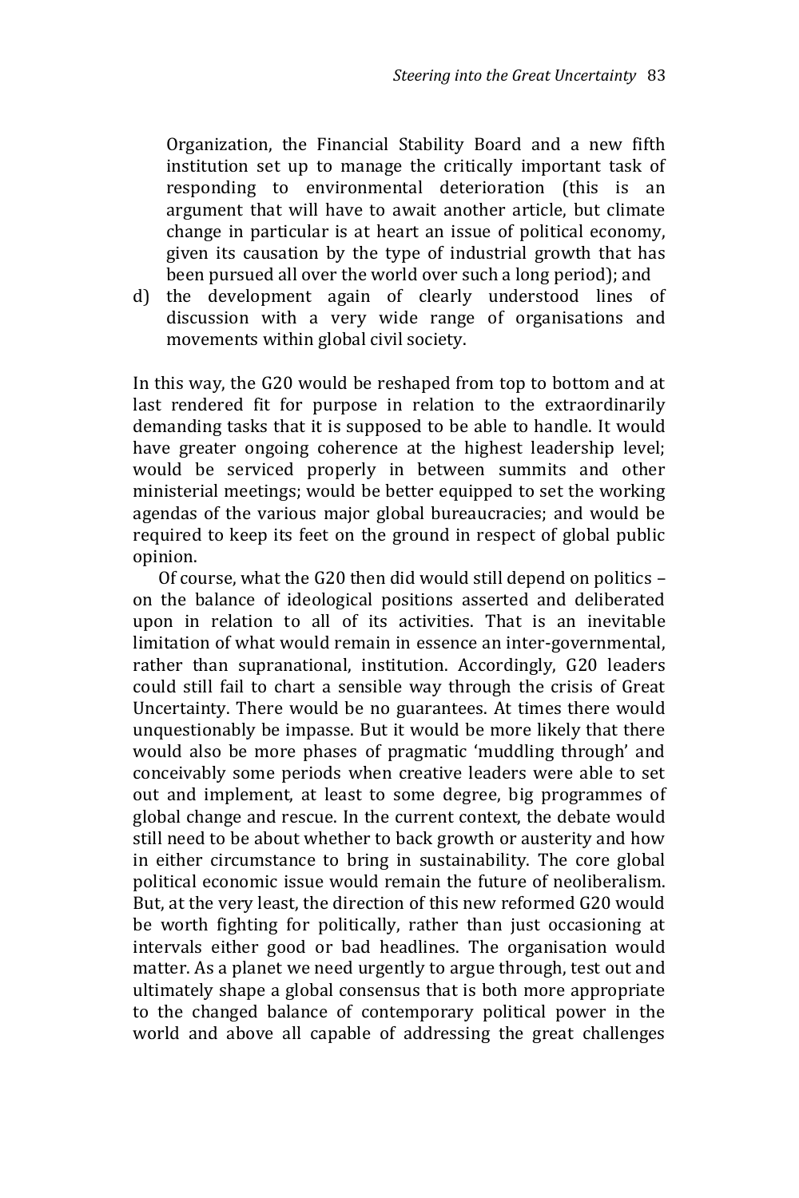Organization, the Financial Stability Board and a new fifth institution set up to manage the critically important task of responding to environmental deterioration (this is an argument that will have to await another article, but climate change in particular is at heart an issue of political economy, given its causation by the type of industrial growth that has been pursued all over the world over such a long period); and

d) the development again of clearly understood lines of discussion with a very wide range of organisations and movements within global civil society.

In this way, the G20 would be reshaped from top to bottom and at last rendered fit for purpose in relation to the extraordinarily demanding tasks that it is supposed to be able to handle. It would have greater ongoing coherence at the highest leadership level; would be serviced properly in between summits and other ministerial meetings; would be better equipped to set the working agendas of the various major global bureaucracies; and would be required to keep its feet on the ground in respect of global public opinion.

Of course, what the G20 then did would still depend on politics – on the balance of ideological positions asserted and deliberated upon in relation to all of its activities. That is an inevitable limitation of what would remain in essence an inter-governmental, rather than supranational, institution. Accordingly, G20 leaders could still fail to chart a sensible way through the crisis of Great Uncertainty. There would be no guarantees. At times there would unquestionably be impasse. But it would be more likely that there would also be more phases of pragmatic 'muddling through' and conceivably some periods when creative leaders were able to set out and implement, at least to some degree, big programmes of global change and rescue. In the current context, the debate would still need to be about whether to back growth or austerity and how in either circumstance to bring in sustainability. The core global political economic issue would remain the future of neoliberalism. But, at the very least, the direction of this new reformed G20 would be worth fighting for politically, rather than just occasioning at intervals either good or bad headlines. The organisation would matter. As a planet we need urgently to argue through, test out and ultimately shape a global consensus that is both more appropriate to the changed balance of contemporary political power in the world and above all capable of addressing the great challenges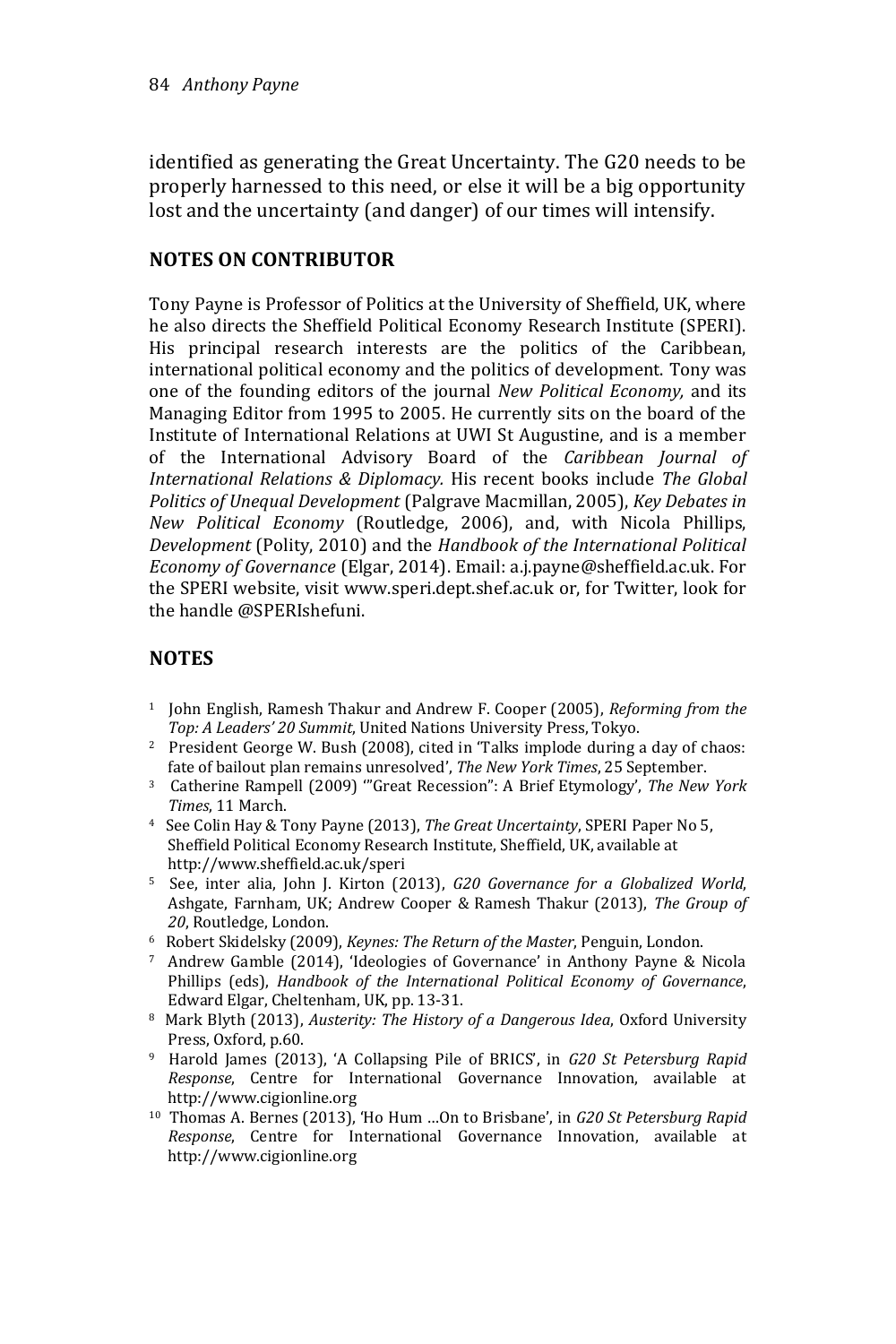identified as generating the Great Uncertainty. The G20 needs to be properly harnessed to this need, or else it will be a big opportunity lost and the uncertainty (and danger) of our times will intensify.

## NOTES ON CONTRIBUTOR

Tony Payne is Professor of Politics at the University of Sheffield, UK, where he also directs the Sheffield Political Economy Research Institute (SPERI). His principal research interests are the politics of the Caribbean, international political economy and the politics of development. Tony was one of the founding editors of the journal *New Political Economy,* and its Managing Editor from 1995 to 2005. He currently sits on the board of the Institute of International Relations at UWI St Augustine, and is a member of the International Advisory Board of the *Caribbean Journal of International Relations & Diplomacy.* His recent books include *The Global Politics of Unequal Development* (Palgrave Macmillan, 2005), *Key Debates in New Political Economy* (Routledge, 2006), and, with Nicola Phillips, *Development* (Polity, 2010) and the *Handbook of the International Political Economy of Governance* (Elgar, 2014). Email: a.j.payne@sheffield.ac.uk. For the SPERI website, visit www.speri.dept.shef.ac.uk or, for Twitter, look for the handle @SPERIshefuni.

## NOTES

1. John English, Ramesh Thakur and Andrew F. Cooper (2005), *Reforming from the Top: A Leaders' 20 Summit*, United Nations University Press, Tokyo.
2. President George W. Bush (2008), cited in 'Talks implode during a day of chaos: fate of bailout plan remains unresolved', *The New York Times*, 25 September.
3. Catherine Rampell (2009) '"Great Recession": A Brief Etymology', *The New York Times*, 11 March.
4. See Colin Hay & Tony Payne (2013), *The Great Uncertainty*, SPERI Paper No 5, Sheffield Political Economy Research Institute, Sheffield, UK, available at http://www.sheffield.ac.uk/speri
5. See, inter alia, John J. Kirton (2013), *G20 Governance for a Globalized World*, Ashgate, Farnham, UK; Andrew Cooper & Ramesh Thakur (2013), *The Group of 20*, Routledge, London.
6. Robert Skidelsky (2009), *Keynes: The Return of the Master*, Penguin, London.
7. Andrew Gamble (2014), 'Ideologies of Governance' in Anthony Payne & Nicola Phillips (eds), *Handbook of the International Political Economy of Governance*, Edward Elgar, Cheltenham, UK, pp. 13-31.
8. Mark Blyth (2013), *Austerity: The History of a Dangerous Idea*, Oxford University Press, Oxford, p.60.
9. Harold James (2013), 'A Collapsing Pile of BRICS', in *G20 St Petersburg Rapid Response*, Centre for International Governance Innovation, available at http://www.cigionline.org
10. Thomas A. Bernes (2013), 'Ho Hum …On to Brisbane', in *G20 St Petersburg Rapid Response*, Centre for International Governance Innovation, available at http://www.cigionline.org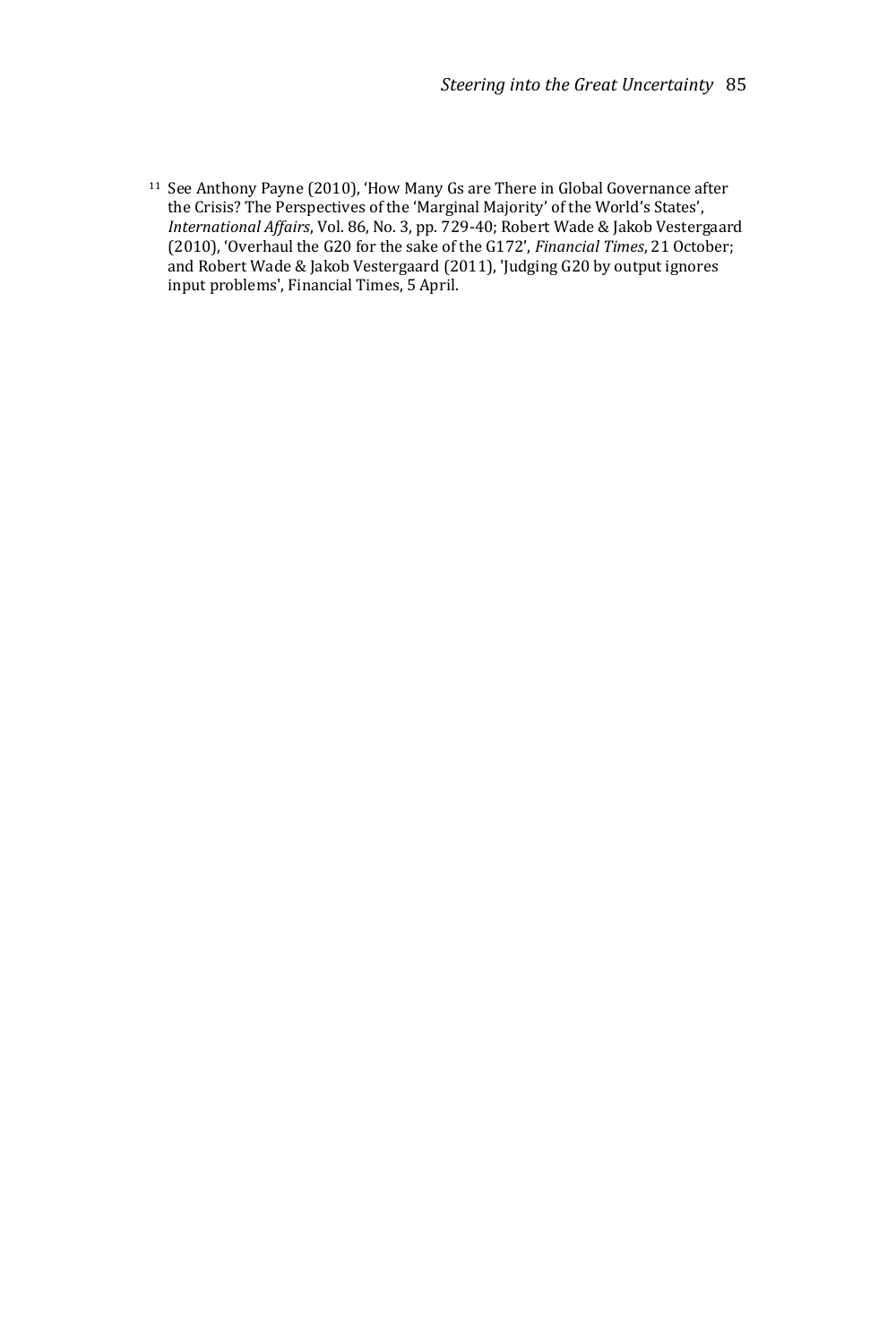[11] See Anthony Payne (2010), 'How Many Gs are There in Global Governance after the Crisis? The Perspectives of the 'Marginal Majority' of the World's States', *International Affairs*, Vol. 86, No. 3, pp. 729-40; Robert Wade & Jakob Vestergaard (2010), 'Overhaul the G20 for the sake of the G172', *Financial Times*, 21 October; and Robert Wade & Jakob Vestergaard (2011), 'Judging G20 by output ignores input problems', Financial Times, 5 April.